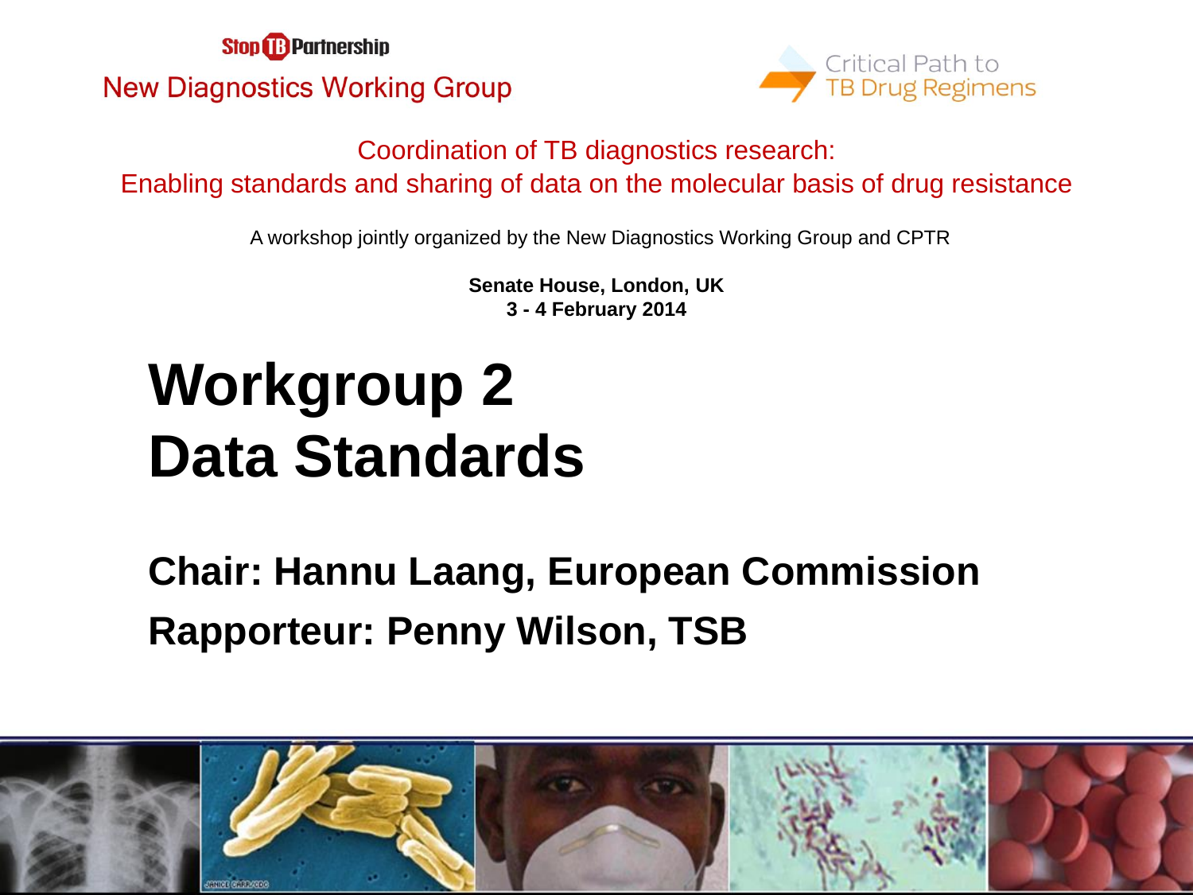Stop TB Partnership

New Diagnostics Working Group

Critical Path to TB Drug Regimens

Coordination of TB diagnostics research:
Enabling standards and sharing of data on the molecular basis of drug resistance

A workshop jointly organized by the New Diagnostics Working Group and CPTR

**Senate House, London, UK**
**3 - 4 February 2014**

# Workgroup 2
# Data Standards

**Chair: Hannu Laang, European Commission**

**Rapporteur: Penny Wilson, TSB**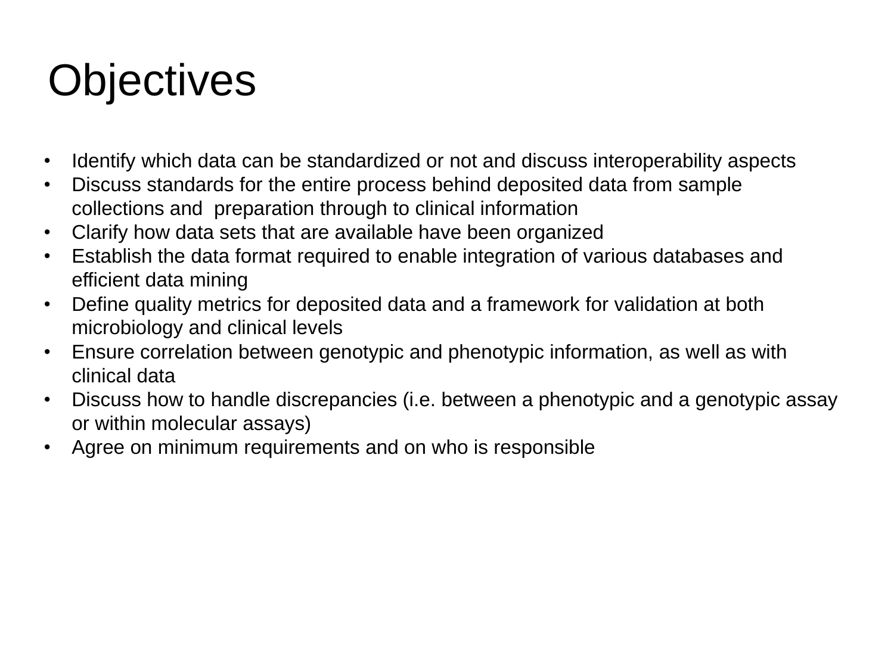# Objectives

- Identify which data can be standardized or not and discuss interoperability aspects
- Discuss standards for the entire process behind deposited data from sample collections and preparation through to clinical information
- Clarify how data sets that are available have been organized
- Establish the data format required to enable integration of various databases and efficient data mining
- Define quality metrics for deposited data and a framework for validation at both microbiology and clinical levels
- Ensure correlation between genotypic and phenotypic information, as well as with clinical data
- Discuss how to handle discrepancies (i.e. between a phenotypic and a genotypic assay or within molecular assays)
- Agree on minimum requirements and on who is responsible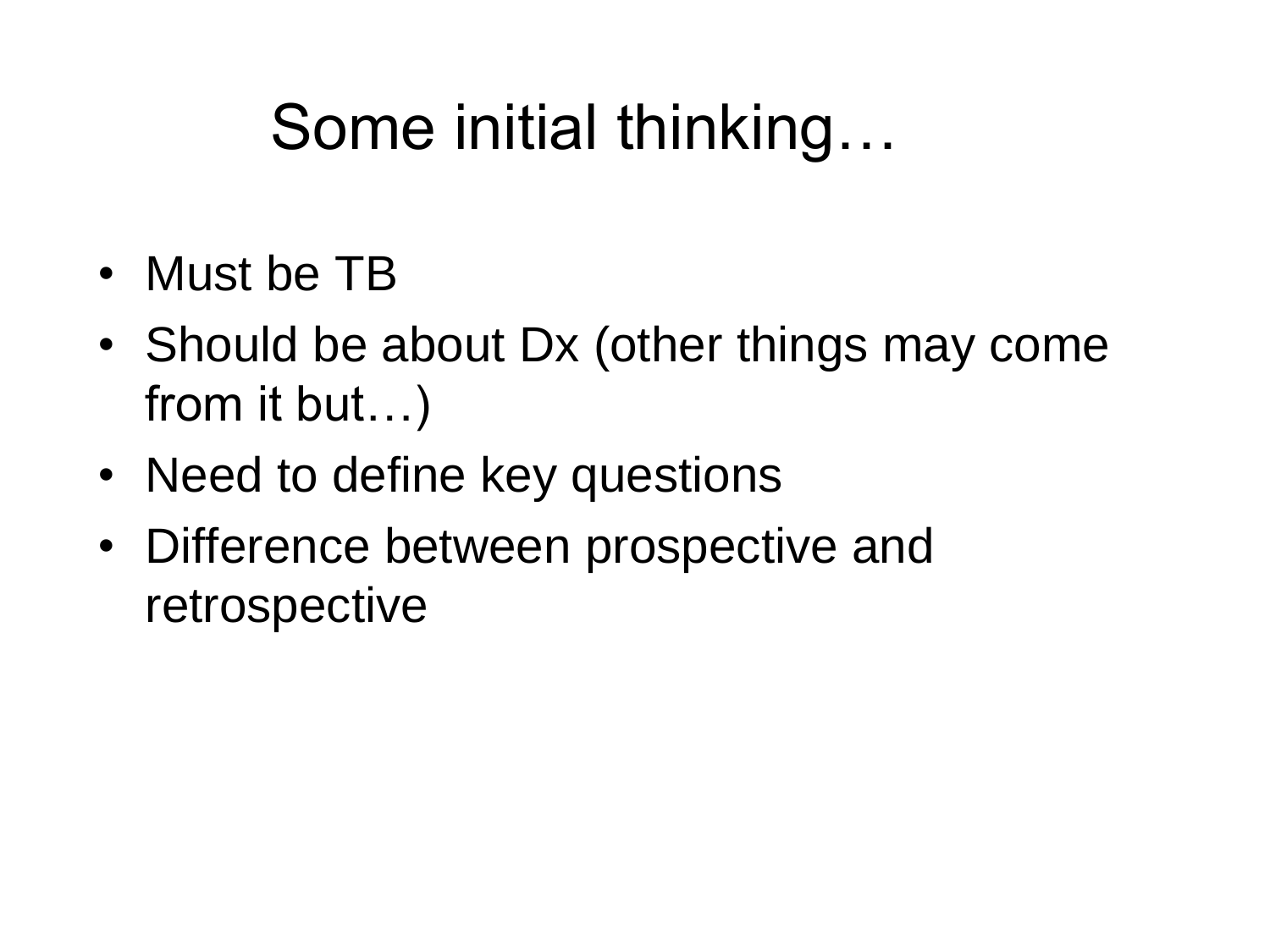# Some initial thinking…

- Must be TB
- Should be about Dx (other things may come from it but…)
- Need to define key questions
- Difference between prospective and retrospective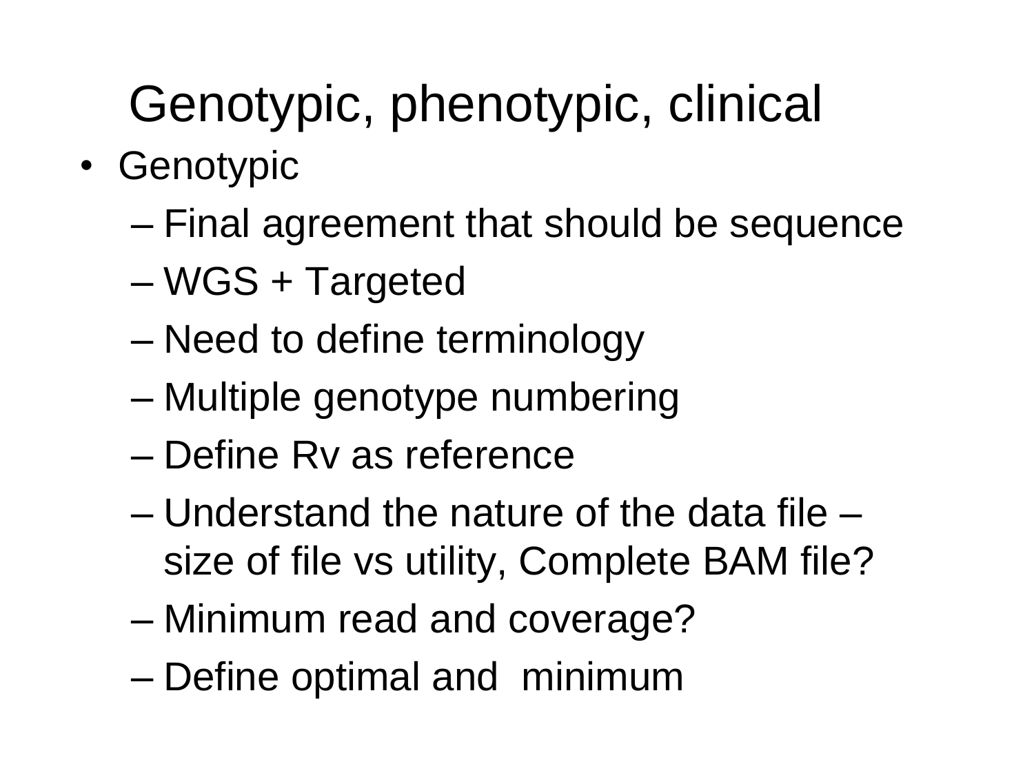# Genotypic, phenotypic, clinical

- Genotypic
  - Final agreement that should be sequence
  - WGS + Targeted
  - Need to define terminology
  - Multiple genotype numbering
  - Define Rv as reference
  - Understand the nature of the data file – size of file vs utility, Complete BAM file?
  - Minimum read and coverage?
  - Define optimal and minimum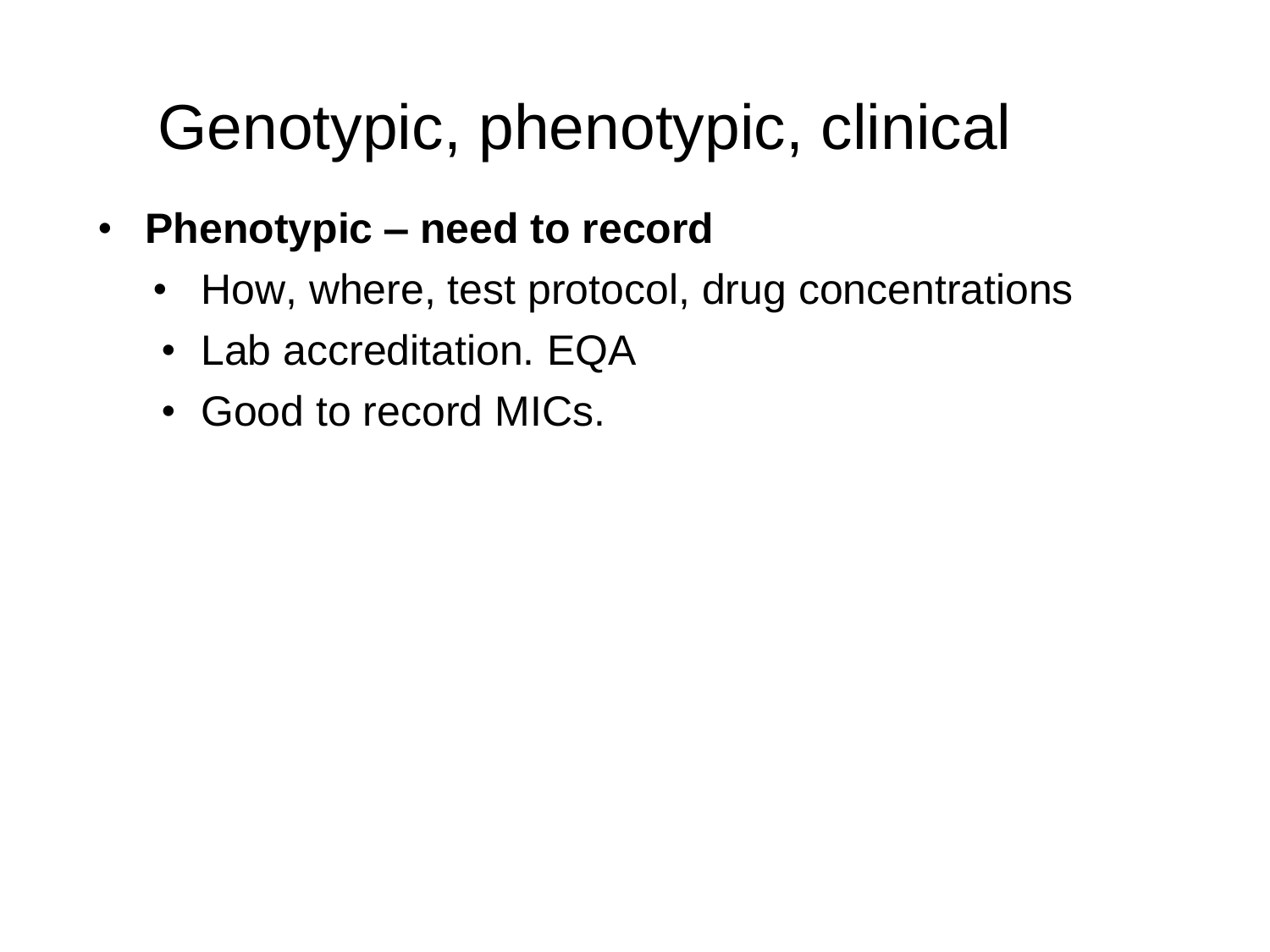# Genotypic, phenotypic, clinical

- **Phenotypic – need to record**
  - How, where, test protocol, drug concentrations
  - Lab accreditation. EQA
  - Good to record MICs.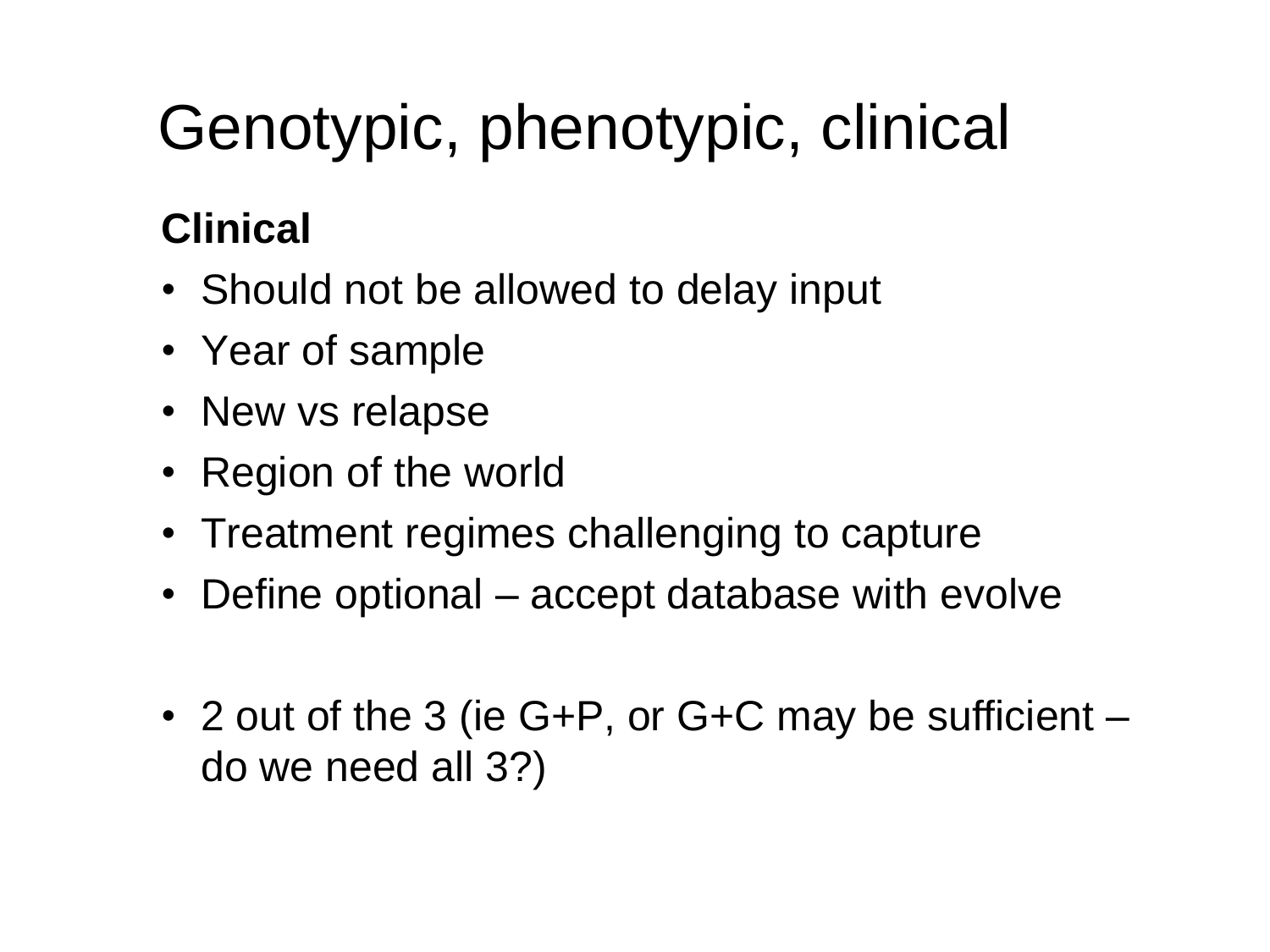# Genotypic, phenotypic, clinical

**Clinical**

- Should not be allowed to delay input
- Year of sample
- New vs relapse
- Region of the world
- Treatment regimes challenging to capture
- Define optional – accept database with evolve

- 2 out of the 3 (ie G+P, or G+C may be sufficient – do we need all 3?)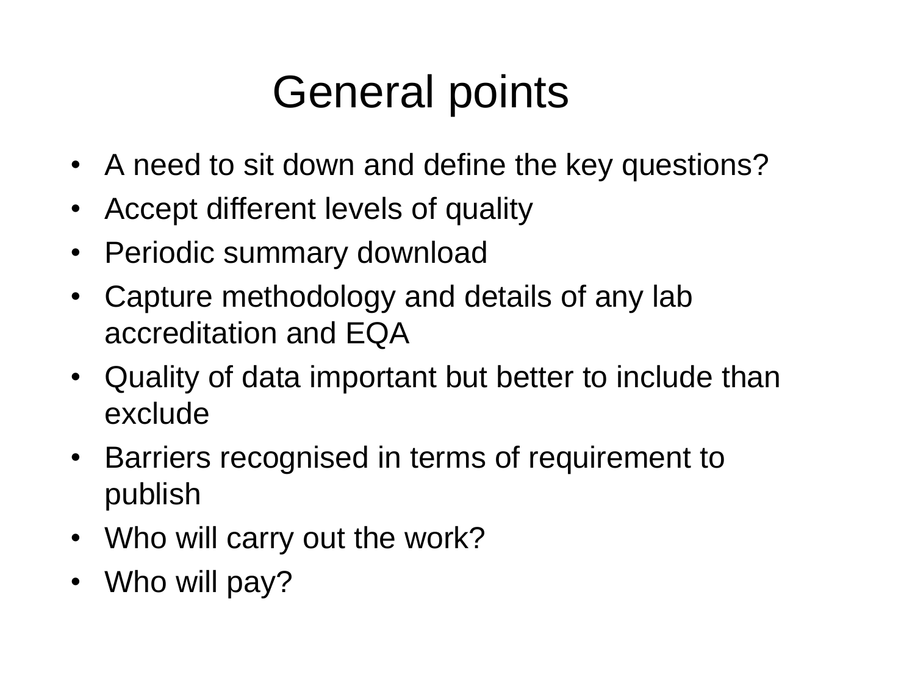# General points

- A need to sit down and define the key questions?
- Accept different levels of quality
- Periodic summary download
- Capture methodology and details of any lab accreditation and EQA
- Quality of data important but better to include than exclude
- Barriers recognised in terms of requirement to publish
- Who will carry out the work?
- Who will pay?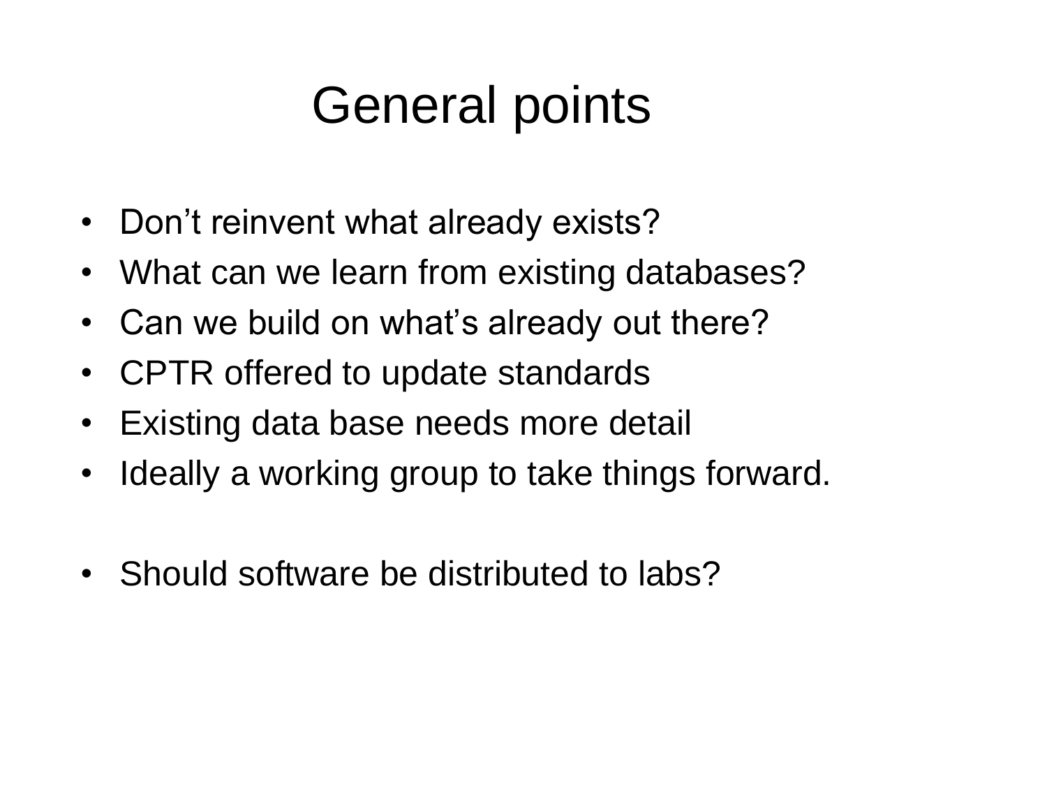# General points

- Don’t reinvent what already exists?
- What can we learn from existing databases?
- Can we build on what’s already out there?
- CPTR offered to update standards
- Existing data base needs more detail
- Ideally a working group to take things forward.

- Should software be distributed to labs?